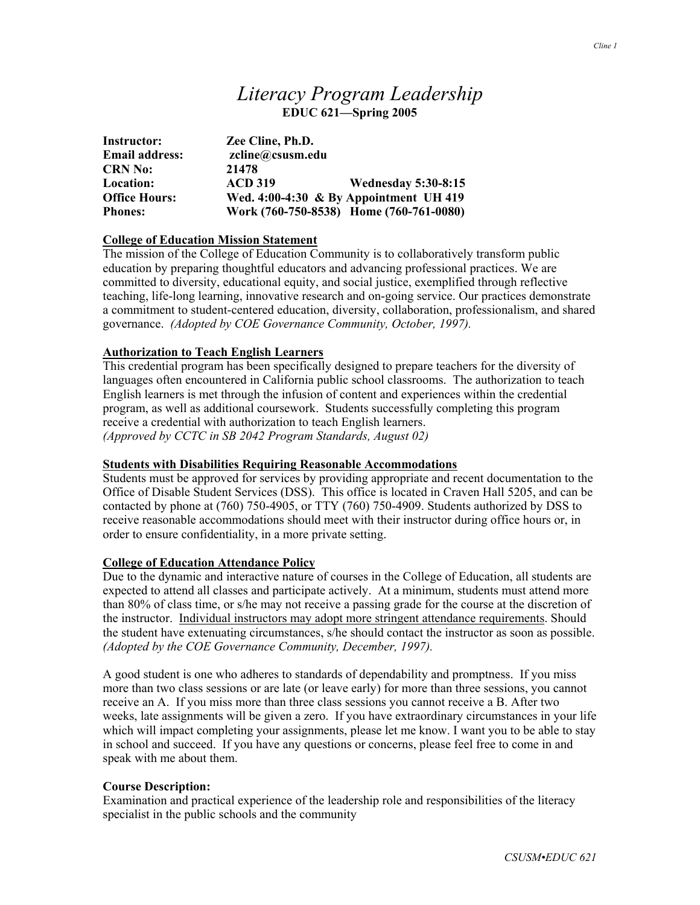# *Literacy Program Leadership*

**EDUC 621—Spring 2005**

| | | |
|---|---|---|
| **Instructor:** | **Zee Cline, Ph.D.** | |
| **Email address:** | **zcline@csusm.edu** | |
| **CRN No:** | **21478** | |
| **Location:** | **ACD 319** | **Wednesday 5:30-8:15** |
| **Office Hours:** | **Wed. 4:00-4:30 & By Appointment UH 419** | |
| **Phones:** | **Work (760-750-8538) Home (760-761-0080)** | |

**<u>College of Education Mission Statement</u>**

The mission of the College of Education Community is to collaboratively transform public education by preparing thoughtful educators and advancing professional practices. We are committed to diversity, educational equity, and social justice, exemplified through reflective teaching, life-long learning, innovative research and on-going service. Our practices demonstrate a commitment to student-centered education, diversity, collaboration, professionalism, and shared governance. *(Adopted by COE Governance Community, October, 1997).*

**<u>Authorization to Teach English Learners</u>**

This credential program has been specifically designed to prepare teachers for the diversity of languages often encountered in California public school classrooms. The authorization to teach English learners is met through the infusion of content and experiences within the credential program, as well as additional coursework. Students successfully completing this program receive a credential with authorization to teach English learners.
*(Approved by CCTC in SB 2042 Program Standards, August 02)*

**<u>Students with Disabilities Requiring Reasonable Accommodations</u>**

Students must be approved for services by providing appropriate and recent documentation to the Office of Disable Student Services (DSS). This office is located in Craven Hall 5205, and can be contacted by phone at (760) 750-4905, or TTY (760) 750-4909. Students authorized by DSS to receive reasonable accommodations should meet with their instructor during office hours or, in order to ensure confidentiality, in a more private setting.

**<u>College of Education Attendance Policy</u>**

Due to the dynamic and interactive nature of courses in the College of Education, all students are expected to attend all classes and participate actively. At a minimum, students must attend more than 80% of class time, or s/he may not receive a passing grade for the course at the discretion of the instructor. <u>Individual instructors may adopt more stringent attendance requirements</u>. Should the student have extenuating circumstances, s/he should contact the instructor as soon as possible. *(Adopted by the COE Governance Community, December, 1997).*

A good student is one who adheres to standards of dependability and promptness. If you miss more than two class sessions or are late (or leave early) for more than three sessions, you cannot receive an A. If you miss more than three class sessions you cannot receive a B. After two weeks, late assignments will be given a zero. If you have extraordinary circumstances in your life which will impact completing your assignments, please let me know. I want you to be able to stay in school and succeed. If you have any questions or concerns, please feel free to come in and speak with me about them.

**Course Description:**

Examination and practical experience of the leadership role and responsibilities of the literacy specialist in the public schools and the community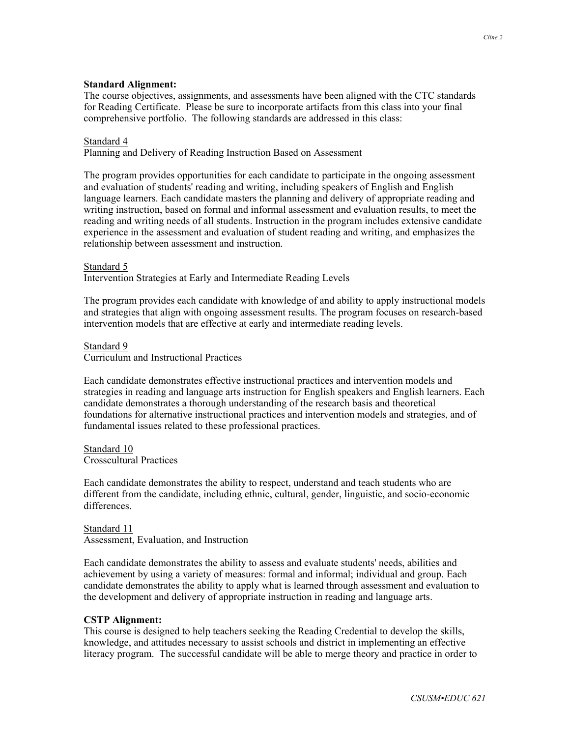**Standard Alignment:**
The course objectives, assignments, and assessments have been aligned with the CTC standards for Reading Certificate. Please be sure to incorporate artifacts from this class into your final comprehensive portfolio. The following standards are addressed in this class:

Standard 4
Planning and Delivery of Reading Instruction Based on Assessment

The program provides opportunities for each candidate to participate in the ongoing assessment and evaluation of students' reading and writing, including speakers of English and English language learners. Each candidate masters the planning and delivery of appropriate reading and writing instruction, based on formal and informal assessment and evaluation results, to meet the reading and writing needs of all students. Instruction in the program includes extensive candidate experience in the assessment and evaluation of student reading and writing, and emphasizes the relationship between assessment and instruction.

Standard 5
Intervention Strategies at Early and Intermediate Reading Levels

The program provides each candidate with knowledge of and ability to apply instructional models and strategies that align with ongoing assessment results. The program focuses on research-based intervention models that are effective at early and intermediate reading levels.

Standard 9
Curriculum and Instructional Practices

Each candidate demonstrates effective instructional practices and intervention models and strategies in reading and language arts instruction for English speakers and English learners. Each candidate demonstrates a thorough understanding of the research basis and theoretical foundations for alternative instructional practices and intervention models and strategies, and of fundamental issues related to these professional practices.

Standard 10
Crosscultural Practices

Each candidate demonstrates the ability to respect, understand and teach students who are different from the candidate, including ethnic, cultural, gender, linguistic, and socio-economic differences.

Standard 11
Assessment, Evaluation, and Instruction

Each candidate demonstrates the ability to assess and evaluate students' needs, abilities and achievement by using a variety of measures: formal and informal; individual and group. Each candidate demonstrates the ability to apply what is learned through assessment and evaluation to the development and delivery of appropriate instruction in reading and language arts.

**CSTP Alignment:**
This course is designed to help teachers seeking the Reading Credential to develop the skills, knowledge, and attitudes necessary to assist schools and district in implementing an effective literacy program. The successful candidate will be able to merge theory and practice in order to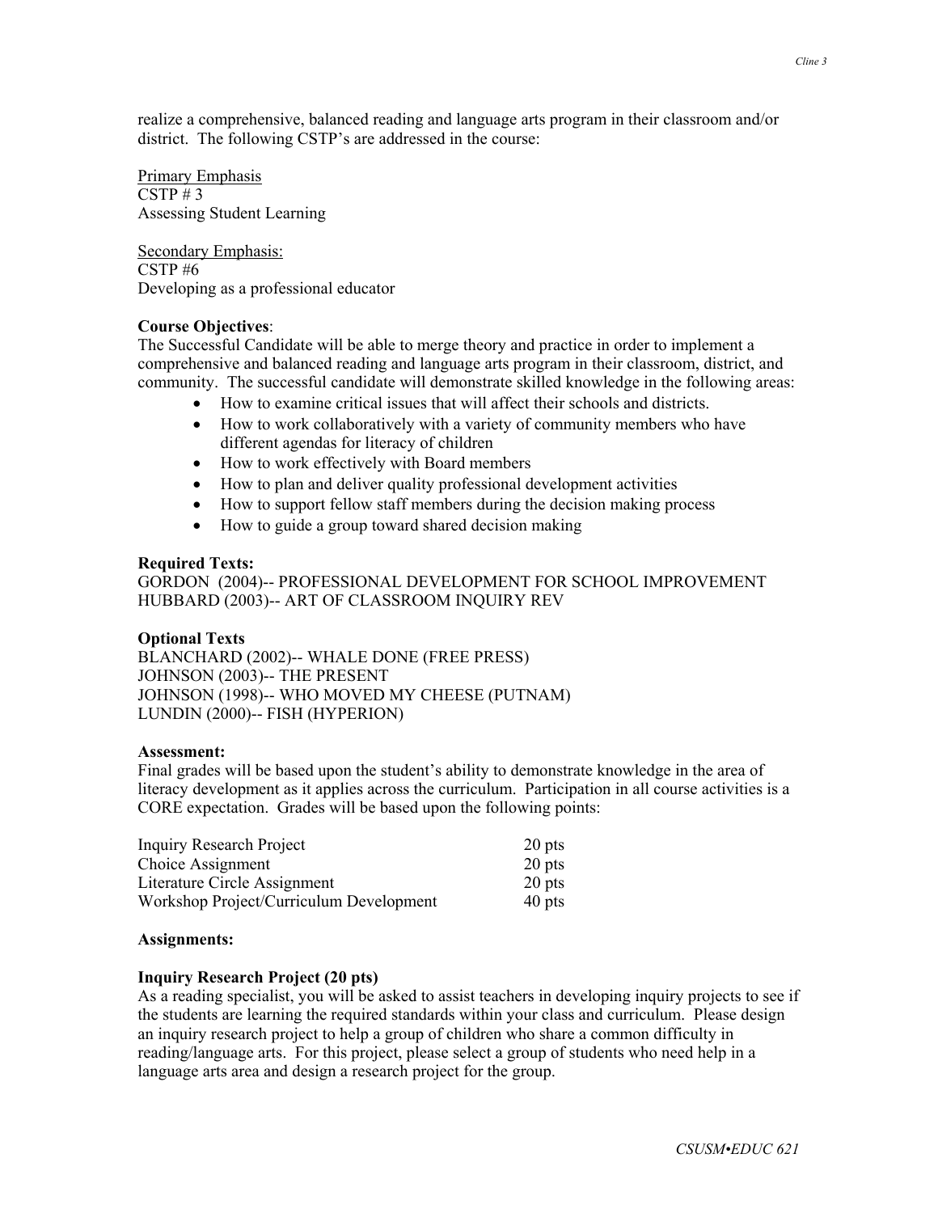realize a comprehensive, balanced reading and language arts program in their classroom and/or district. The following CSTP's are addressed in the course:

<u>Primary Emphasis</u>
CSTP # 3
Assessing Student Learning

<u>Secondary Emphasis:</u>
CSTP #6
Developing as a professional educator

**Course Objectives**:
The Successful Candidate will be able to merge theory and practice in order to implement a comprehensive and balanced reading and language arts program in their classroom, district, and community. The successful candidate will demonstrate skilled knowledge in the following areas:

- How to examine critical issues that will affect their schools and districts.
- How to work collaboratively with a variety of community members who have different agendas for literacy of children
- How to work effectively with Board members
- How to plan and deliver quality professional development activities
- How to support fellow staff members during the decision making process
- How to guide a group toward shared decision making

**Required Texts:**
GORDON (2004)-- PROFESSIONAL DEVELOPMENT FOR SCHOOL IMPROVEMENT
HUBBARD (2003)-- ART OF CLASSROOM INQUIRY REV

**Optional Texts**
BLANCHARD (2002)-- WHALE DONE (FREE PRESS)
JOHNSON (2003)-- THE PRESENT
JOHNSON (1998)-- WHO MOVED MY CHEESE (PUTNAM)
LUNDIN (2000)-- FISH (HYPERION)

**Assessment:**
Final grades will be based upon the student's ability to demonstrate knowledge in the area of literacy development as it applies across the curriculum. Participation in all course activities is a CORE expectation. Grades will be based upon the following points:

| | |
|---|---|
| Inquiry Research Project | 20 pts |
| Choice Assignment | 20 pts |
| Literature Circle Assignment | 20 pts |
| Workshop Project/Curriculum Development | 40 pts |

**Assignments:**

**Inquiry Research Project (20 pts)**
As a reading specialist, you will be asked to assist teachers in developing inquiry projects to see if the students are learning the required standards within your class and curriculum. Please design an inquiry research project to help a group of children who share a common difficulty in reading/language arts. For this project, please select a group of students who need help in a language arts area and design a research project for the group.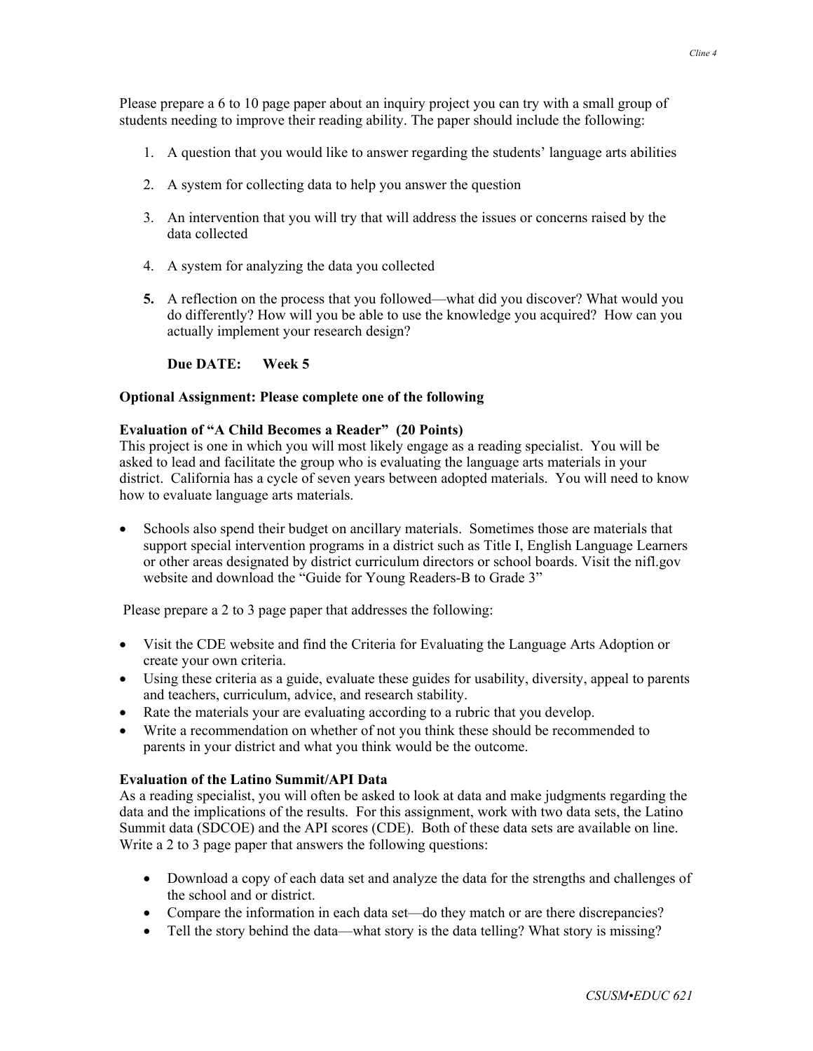Please prepare a 6 to 10 page paper about an inquiry project you can try with a small group of students needing to improve their reading ability. The paper should include the following:

1. A question that you would like to answer regarding the students' language arts abilities

2. A system for collecting data to help you answer the question

3. An intervention that you will try that will address the issues or concerns raised by the data collected

4. A system for analyzing the data you collected

5. A reflection on the process that you followed—what did you discover? What would you do differently? How will you be able to use the knowledge you acquired? How can you actually implement your research design?

**Due DATE: Week 5**

**Optional Assignment: Please complete one of the following**

**Evaluation of "A Child Becomes a Reader" (20 Points)**

This project is one in which you will most likely engage as a reading specialist. You will be asked to lead and facilitate the group who is evaluating the language arts materials in your district. California has a cycle of seven years between adopted materials. You will need to know how to evaluate language arts materials.

- Schools also spend their budget on ancillary materials. Sometimes those are materials that support special intervention programs in a district such as Title I, English Language Learners or other areas designated by district curriculum directors or school boards. Visit the nifl.gov website and download the "Guide for Young Readers-B to Grade 3"

Please prepare a 2 to 3 page paper that addresses the following:

- Visit the CDE website and find the Criteria for Evaluating the Language Arts Adoption or create your own criteria.
- Using these criteria as a guide, evaluate these guides for usability, diversity, appeal to parents and teachers, curriculum, advice, and research stability.
- Rate the materials your are evaluating according to a rubric that you develop.
- Write a recommendation on whether of not you think these should be recommended to parents in your district and what you think would be the outcome.

**Evaluation of the Latino Summit/API Data**

As a reading specialist, you will often be asked to look at data and make judgments regarding the data and the implications of the results. For this assignment, work with two data sets, the Latino Summit data (SDCOE) and the API scores (CDE). Both of these data sets are available on line. Write a 2 to 3 page paper that answers the following questions:

- Download a copy of each data set and analyze the data for the strengths and challenges of the school and or district.
- Compare the information in each data set—do they match or are there discrepancies?
- Tell the story behind the data—what story is the data telling? What story is missing?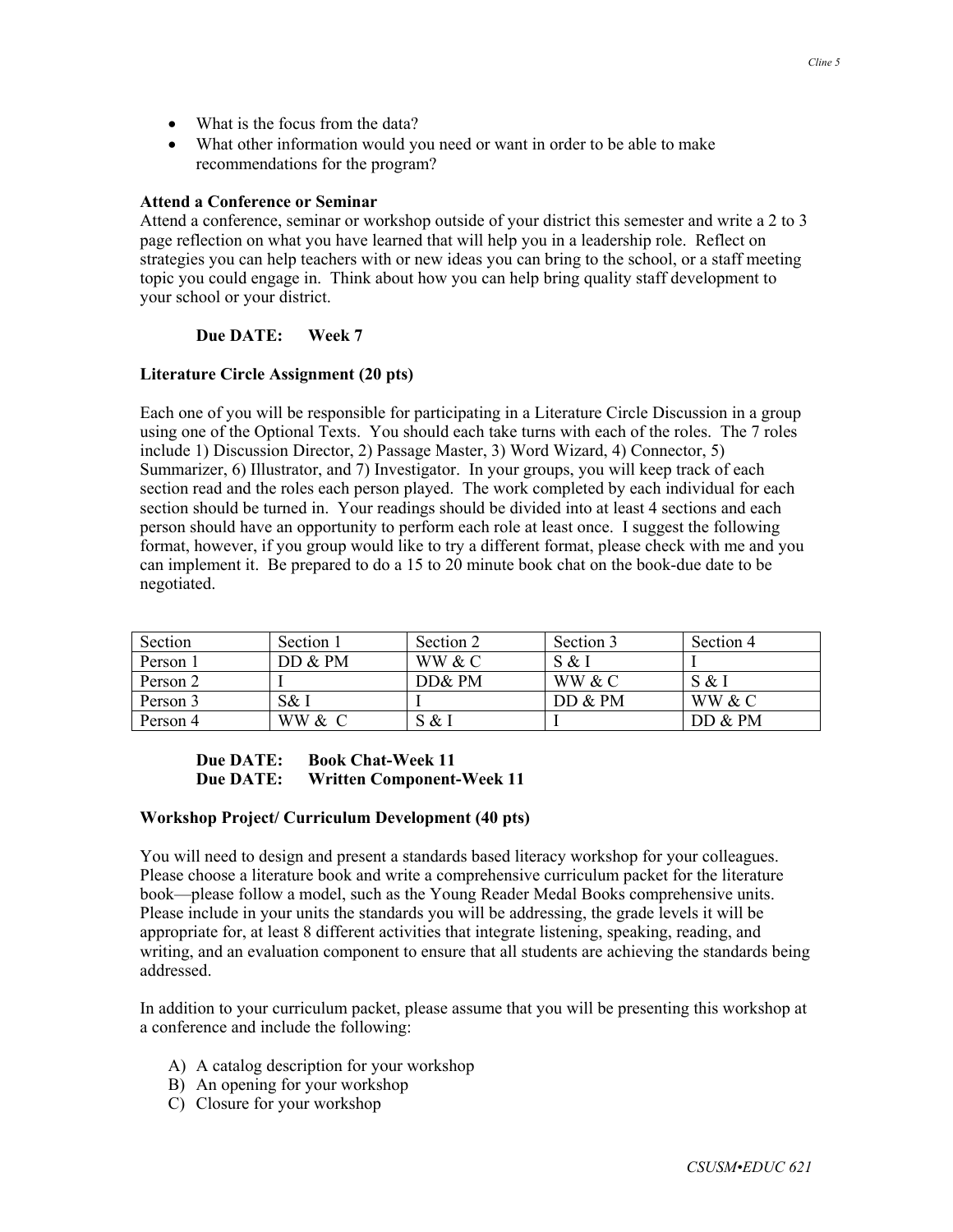- What is the focus from the data?
- What other information would you need or want in order to be able to make recommendations for the program?

**Attend a Conference or Seminar**

Attend a conference, seminar or workshop outside of your district this semester and write a 2 to 3 page reflection on what you have learned that will help you in a leadership role. Reflect on strategies you can help teachers with or new ideas you can bring to the school, or a staff meeting topic you could engage in. Think about how you can help bring quality staff development to your school or your district.

**Due DATE: Week 7**

**Literature Circle Assignment (20 pts)**

Each one of you will be responsible for participating in a Literature Circle Discussion in a group using one of the Optional Texts. You should each take turns with each of the roles. The 7 roles include 1) Discussion Director, 2) Passage Master, 3) Word Wizard, 4) Connector, 5) Summarizer, 6) Illustrator, and 7) Investigator. In your groups, you will keep track of each section read and the roles each person played. The work completed by each individual for each section should be turned in. Your readings should be divided into at least 4 sections and each person should have an opportunity to perform each role at least once. I suggest the following format, however, if you group would like to try a different format, please check with me and you can implement it. Be prepared to do a 15 to 20 minute book chat on the book-due date to be negotiated.

| Section | Section 1 | Section 2 | Section 3 | Section 4 |
|---|---|---|---|---|
| Person 1 | DD & PM | WW & C | S & I | I |
| Person 2 | I | DD& PM | WW & C | S & I |
| Person 3 | S& I | I | DD & PM | WW & C |
| Person 4 | WW & C | S & I | I | DD & PM |

**Due DATE: Book Chat-Week 11**
**Due DATE: Written Component-Week 11**

**Workshop Project/ Curriculum Development (40 pts)**

You will need to design and present a standards based literacy workshop for your colleagues. Please choose a literature book and write a comprehensive curriculum packet for the literature book—please follow a model, such as the Young Reader Medal Books comprehensive units. Please include in your units the standards you will be addressing, the grade levels it will be appropriate for, at least 8 different activities that integrate listening, speaking, reading, and writing, and an evaluation component to ensure that all students are achieving the standards being addressed.

In addition to your curriculum packet, please assume that you will be presenting this workshop at a conference and include the following:

A) A catalog description for your workshop
B) An opening for your workshop
C) Closure for your workshop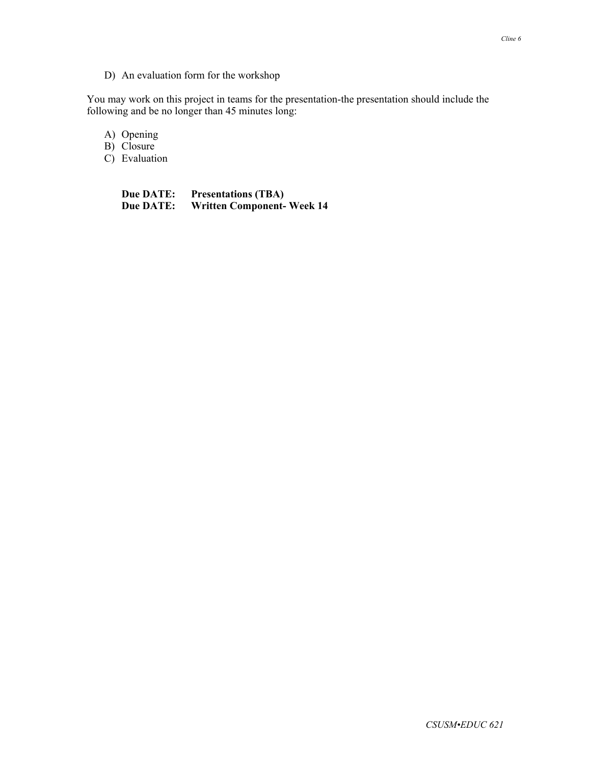D) An evaluation form for the workshop

You may work on this project in teams for the presentation-the presentation should include the following and be no longer than 45 minutes long:

A) Opening
B) Closure
C) Evaluation

**Due DATE: Presentations (TBA)**
**Due DATE: Written Component- Week 14**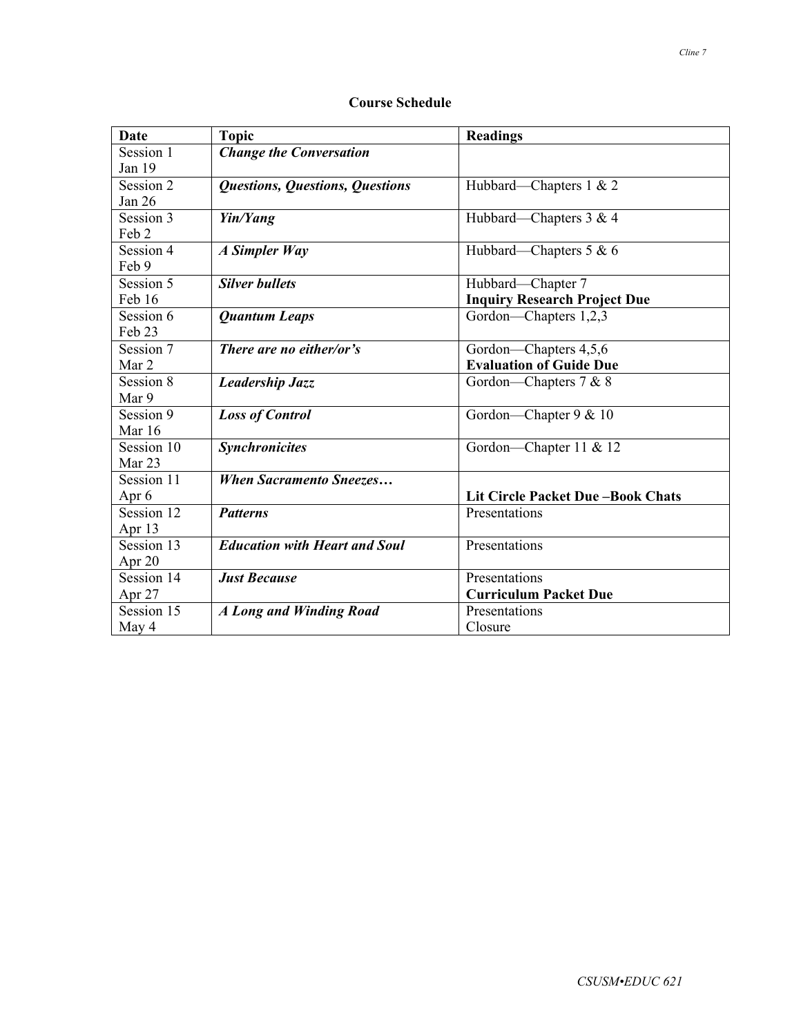**Course Schedule**

| Date | Topic | Readings |
|---|---|---|
| Session 1<br>Jan 19 | ***Change the Conversation*** | |
| Session 2<br>Jan 26 | ***Questions, Questions, Questions*** | Hubbard—Chapters 1 & 2 |
| Session 3<br>Feb 2 | ***Yin/Yang*** | Hubbard—Chapters 3 & 4 |
| Session 4<br>Feb 9 | ***A Simpler Way*** | Hubbard—Chapters 5 & 6 |
| Session 5<br>Feb 16 | ***Silver bullets*** | Hubbard—Chapter 7<br>**Inquiry Research Project Due** |
| Session 6<br>Feb 23 | ***Quantum Leaps*** | Gordon—Chapters 1,2,3 |
| Session 7<br>Mar 2 | ***There are no either/or's*** | Gordon—Chapters 4,5,6<br>**Evaluation of Guide Due** |
| Session 8<br>Mar 9 | ***Leadership Jazz*** | Gordon—Chapters 7 & 8 |
| Session 9<br>Mar 16 | ***Loss of Control*** | Gordon—Chapter 9 & 10 |
| Session 10<br>Mar 23 | ***Synchronicites*** | Gordon—Chapter 11 & 12 |
| Session 11<br>Apr 6 | ***When Sacramento Sneezes…*** | **Lit Circle Packet Due –Book Chats** |
| Session 12<br>Apr 13 | ***Patterns*** | Presentations |
| Session 13<br>Apr 20 | ***Education with Heart and Soul*** | Presentations |
| Session 14<br>Apr 27 | ***Just Because*** | Presentations<br>**Curriculum Packet Due** |
| Session 15<br>May 4 | ***A Long and Winding Road*** | Presentations<br>Closure |